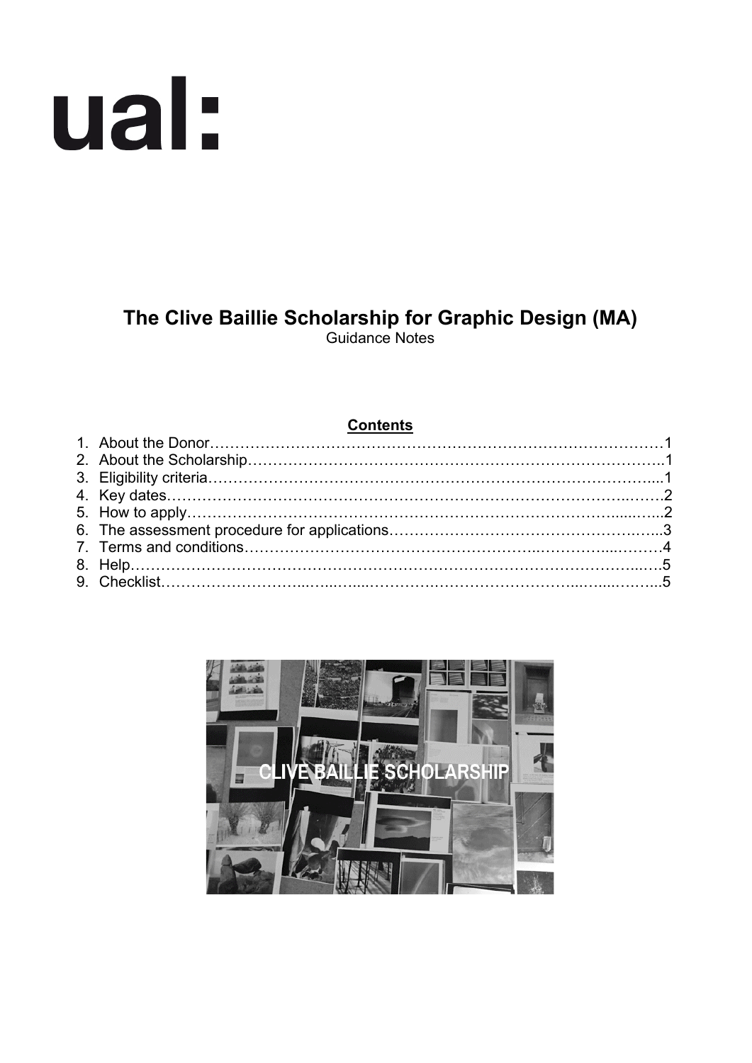ual:

# The Clive Baillie Scholarship for Graphic Design (MA)

Guidance Notes

**Contents**

1. About the Donor……………………………………………………………………………1
2. About the Scholarship……………………………………………………………………..1
3. Eligibility criteria…………………………………………………………………………....1
4. Key dates……………………………………………………………………………………2
5. How to apply………………………………………………………………………………..2
6. The assessment procedure for applications……………………………………………...3
7. Terms and conditions……………………………………………………………………...4
8. Help………………………………………………………………………………………….5
9. Checklist…………………………………………………………………………………....5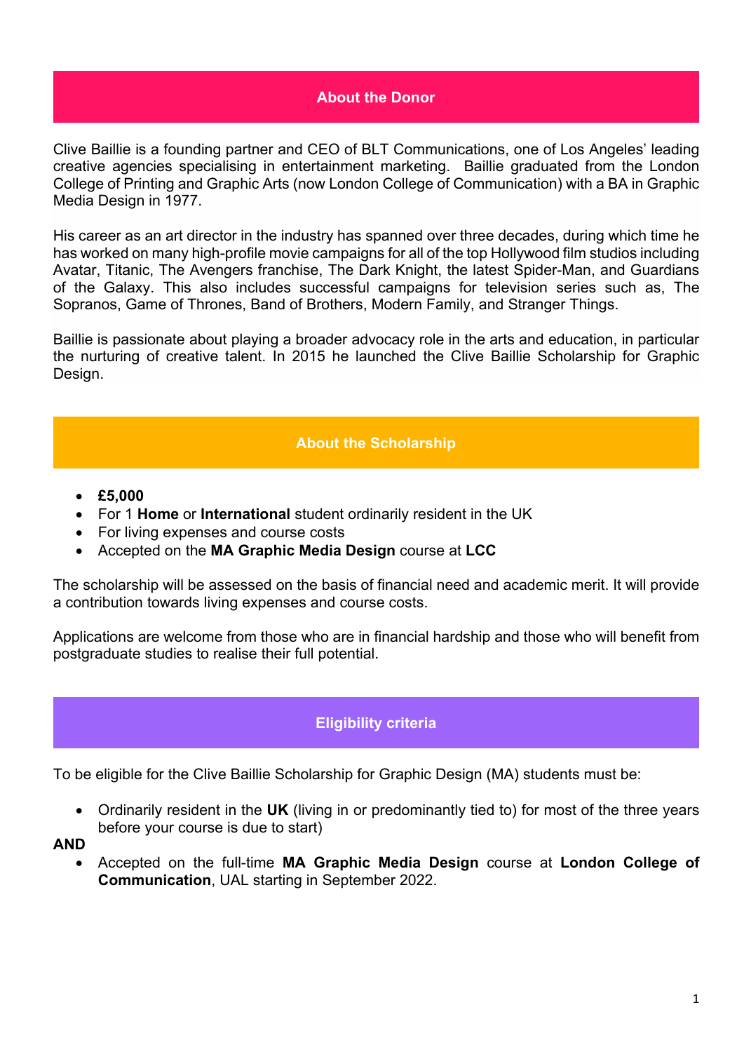## About the Donor

Clive Baillie is a founding partner and CEO of BLT Communications, one of Los Angeles' leading creative agencies specialising in entertainment marketing. Baillie graduated from the London College of Printing and Graphic Arts (now London College of Communication) with a BA in Graphic Media Design in 1977.

His career as an art director in the industry has spanned over three decades, during which time he has worked on many high-profile movie campaigns for all of the top Hollywood film studios including Avatar, Titanic, The Avengers franchise, The Dark Knight, the latest Spider-Man, and Guardians of the Galaxy. This also includes successful campaigns for television series such as, The Sopranos, Game of Thrones, Band of Brothers, Modern Family, and Stranger Things.

Baillie is passionate about playing a broader advocacy role in the arts and education, in particular the nurturing of creative talent. In 2015 he launched the Clive Baillie Scholarship for Graphic Design.

## About the Scholarship

- **£5,000**
- For 1 **Home** or **International** student ordinarily resident in the UK
- For living expenses and course costs
- Accepted on the **MA Graphic Media Design** course at **LCC**

The scholarship will be assessed on the basis of financial need and academic merit. It will provide a contribution towards living expenses and course costs.

Applications are welcome from those who are in financial hardship and those who will benefit from postgraduate studies to realise their full potential.

## Eligibility criteria

To be eligible for the Clive Baillie Scholarship for Graphic Design (MA) students must be:

- Ordinarily resident in the **UK** (living in or predominantly tied to) for most of the three years before your course is due to start)

**AND**

- Accepted on the full-time **MA Graphic Media Design** course at **London College of Communication**, UAL starting in September 2022.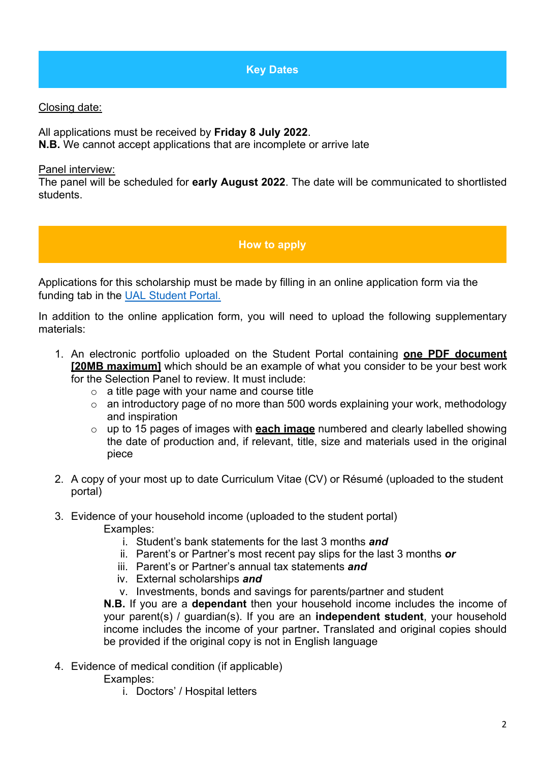## Key Dates

<u>Closing date:</u>

All applications must be received by **Friday 8 July 2022**.
**N.B.** We cannot accept applications that are incomplete or arrive late

<u>Panel interview:</u>
The panel will be scheduled for **early August 2022**. The date will be communicated to shortlisted students.

## How to apply

Applications for this scholarship must be made by filling in an online application form via the funding tab in the [UAL Student Portal.](#)

In addition to the online application form, you will need to upload the following supplementary materials:

1. An electronic portfolio uploaded on the Student Portal containing <u>**one PDF document [20MB maximum]**</u> which should be an example of what you consider to be your best work for the Selection Panel to review. It must include:
   - a title page with your name and course title
   - an introductory page of no more than 500 words explaining your work, methodology and inspiration
   - up to 15 pages of images with <u>**each image**</u> numbered and clearly labelled showing the date of production and, if relevant, title, size and materials used in the original piece

2. A copy of your most up to date Curriculum Vitae (CV) or Résumé (uploaded to the student portal)

3. Evidence of your household income (uploaded to the student portal)
   Examples:
   i. Student's bank statements for the last 3 months ***and***
   ii. Parent's or Partner's most recent pay slips for the last 3 months ***or***
   iii. Parent's or Partner's annual tax statements ***and***
   iv. External scholarships ***and***
   v. Investments, bonds and savings for parents/partner and student

   **N.B.** If you are a **dependant** then your household income includes the income of your parent(s) / guardian(s). If you are an **independent student**, your household income includes the income of your partner**.** Translated and original copies should be provided if the original copy is not in English language

4. Evidence of medical condition (if applicable)
   Examples:
   i. Doctors' / Hospital letters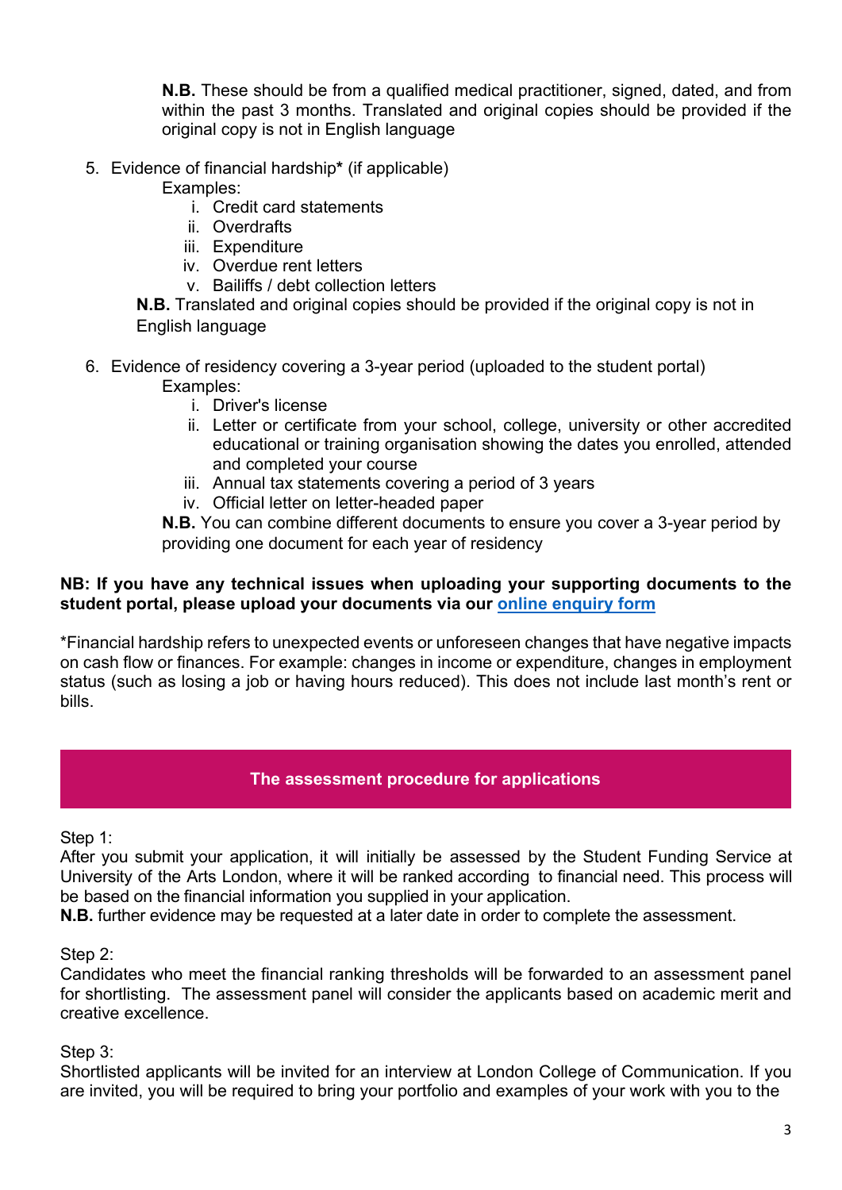**N.B.** These should be from a qualified medical practitioner, signed, dated, and from within the past 3 months. Translated and original copies should be provided if the original copy is not in English language

5. Evidence of financial hardship* (if applicable)

   Examples:

   i. Credit card statements
   ii. Overdrafts
   iii. Expenditure
   iv. Overdue rent letters
   v. Bailiffs / debt collection letters

   **N.B.** Translated and original copies should be provided if the original copy is not in English language

6. Evidence of residency covering a 3-year period (uploaded to the student portal)

   Examples:

   i. Driver's license
   ii. Letter or certificate from your school, college, university or other accredited educational or training organisation showing the dates you enrolled, attended and completed your course
   iii. Annual tax statements covering a period of 3 years
   iv. Official letter on letter-headed paper

   **N.B.** You can combine different documents to ensure you cover a 3-year period by providing one document for each year of residency

**NB: If you have any technical issues when uploading your supporting documents to the student portal, please upload your documents via our [online enquiry form]()**

*Financial hardship refers to unexpected events or unforeseen changes that have negative impacts on cash flow or finances. For example: changes in income or expenditure, changes in employment status (such as losing a job or having hours reduced). This does not include last month's rent or bills.

## The assessment procedure for applications

Step 1:
After you submit your application, it will initially be assessed by the Student Funding Service at University of the Arts London, where it will be ranked according to financial need. This process will be based on the financial information you supplied in your application.
**N.B.** further evidence may be requested at a later date in order to complete the assessment.

Step 2:
Candidates who meet the financial ranking thresholds will be forwarded to an assessment panel for shortlisting. The assessment panel will consider the applicants based on academic merit and creative excellence.

Step 3:
Shortlisted applicants will be invited for an interview at London College of Communication. If you are invited, you will be required to bring your portfolio and examples of your work with you to the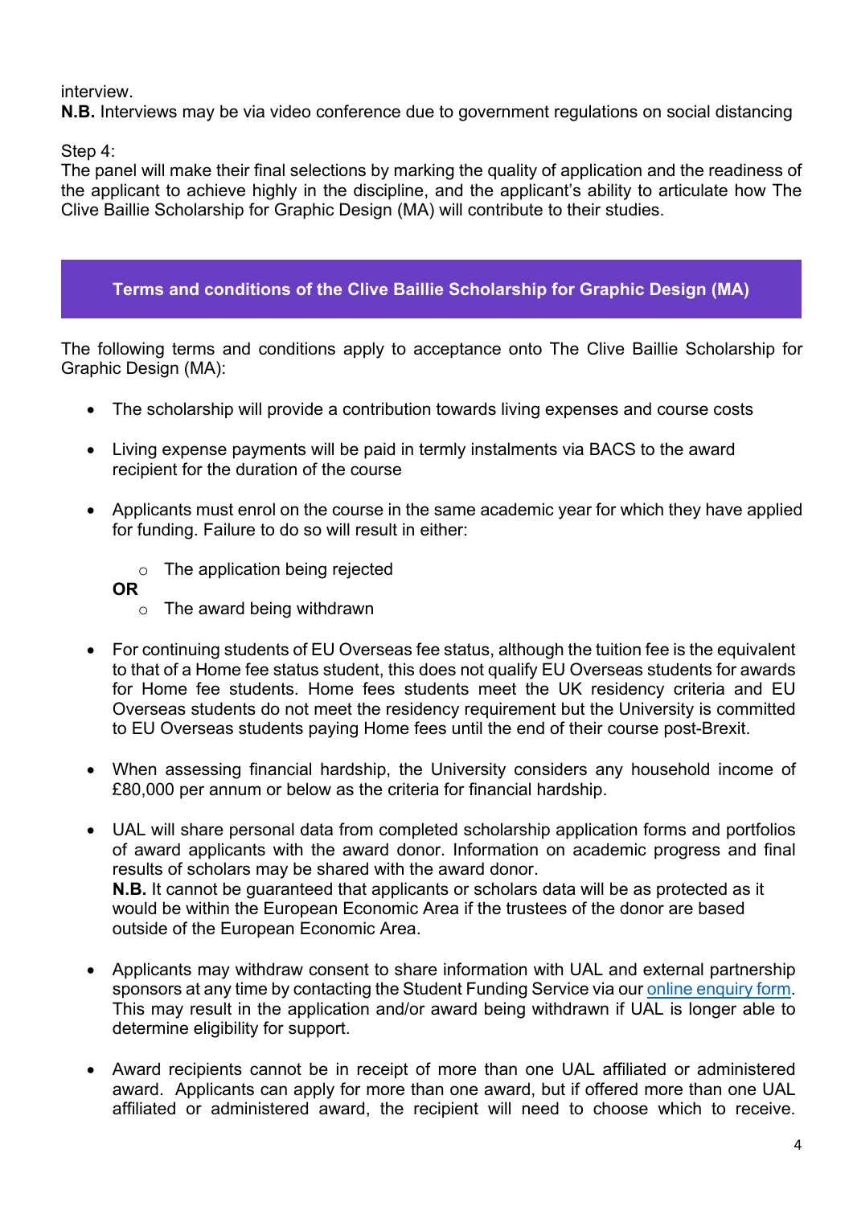interview.

**N.B.** Interviews may be via video conference due to government regulations on social distancing

Step 4:

The panel will make their final selections by marking the quality of application and the readiness of the applicant to achieve highly in the discipline, and the applicant's ability to articulate how The Clive Baillie Scholarship for Graphic Design (MA) will contribute to their studies.

## Terms and conditions of the Clive Baillie Scholarship for Graphic Design (MA)

The following terms and conditions apply to acceptance onto The Clive Baillie Scholarship for Graphic Design (MA):

- The scholarship will provide a contribution towards living expenses and course costs
- Living expense payments will be paid in termly instalments via BACS to the award recipient for the duration of the course
- Applicants must enrol on the course in the same academic year for which they have applied for funding. Failure to do so will result in either:
    - The application being rejected

  **OR**
    - The award being withdrawn
- For continuing students of EU Overseas fee status, although the tuition fee is the equivalent to that of a Home fee status student, this does not qualify EU Overseas students for awards for Home fee students. Home fees students meet the UK residency criteria and EU Overseas students do not meet the residency requirement but the University is committed to EU Overseas students paying Home fees until the end of their course post-Brexit.
- When assessing financial hardship, the University considers any household income of £80,000 per annum or below as the criteria for financial hardship.
- UAL will share personal data from completed scholarship application forms and portfolios of award applicants with the award donor. Information on academic progress and final results of scholars may be shared with the award donor.
  **N.B.** It cannot be guaranteed that applicants or scholars data will be as protected as it would be within the European Economic Area if the trustees of the donor are based outside of the European Economic Area.
- Applicants may withdraw consent to share information with UAL and external partnership sponsors at any time by contacting the Student Funding Service via our online enquiry form. This may result in the application and/or award being withdrawn if UAL is longer able to determine eligibility for support.
- Award recipients cannot be in receipt of more than one UAL affiliated or administered award. Applicants can apply for more than one award, but if offered more than one UAL affiliated or administered award, the recipient will need to choose which to receive.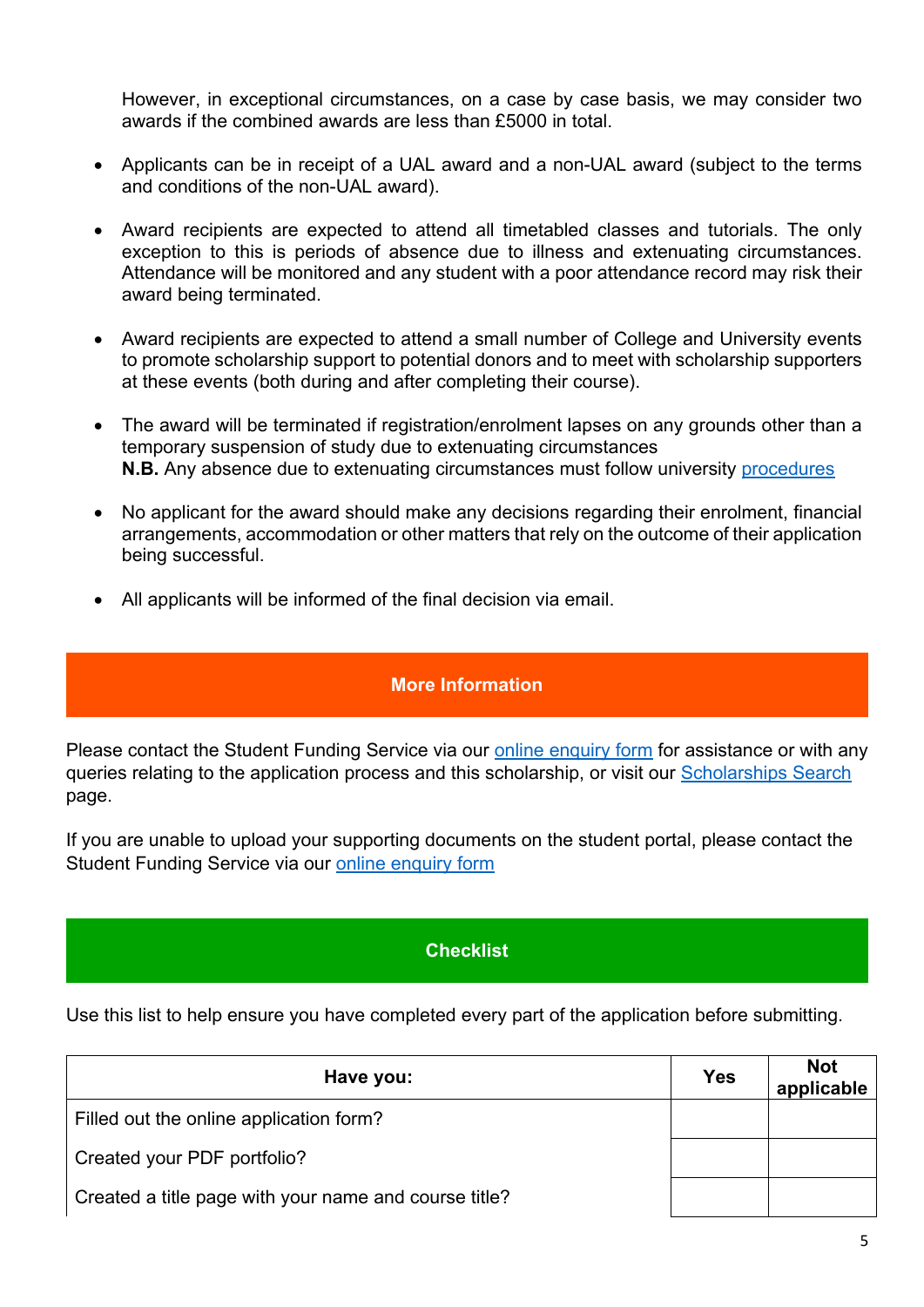However, in exceptional circumstances, on a case by case basis, we may consider two awards if the combined awards are less than £5000 in total.

- Applicants can be in receipt of a UAL award and a non-UAL award (subject to the terms and conditions of the non-UAL award).

- Award recipients are expected to attend all timetabled classes and tutorials. The only exception to this is periods of absence due to illness and extenuating circumstances. Attendance will be monitored and any student with a poor attendance record may risk their award being terminated.

- Award recipients are expected to attend a small number of College and University events to promote scholarship support to potential donors and to meet with scholarship supporters at these events (both during and after completing their course).

- The award will be terminated if registration/enrolment lapses on any grounds other than a temporary suspension of study due to extenuating circumstances  
  **N.B.** Any absence due to extenuating circumstances must follow university procedures

- No applicant for the award should make any decisions regarding their enrolment, financial arrangements, accommodation or other matters that rely on the outcome of their application being successful.

- All applicants will be informed of the final decision via email.

## More Information

Please contact the Student Funding Service via our online enquiry form for assistance or with any queries relating to the application process and this scholarship, or visit our Scholarships Search page.

If you are unable to upload your supporting documents on the student portal, please contact the Student Funding Service via our online enquiry form

## Checklist

Use this list to help ensure you have completed every part of the application before submitting.

| Have you: | Yes | Not applicable |
| --- | --- | --- |
| Filled out the online application form? | | |
| Created your PDF portfolio? | | |
| Created a title page with your name and course title? | | |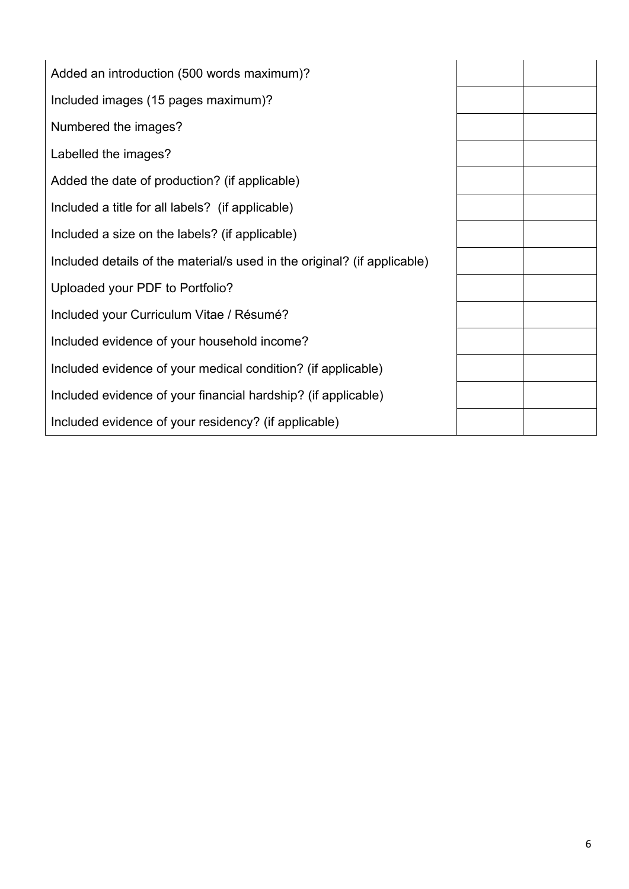| | | |
|---|---|---|
| Added an introduction (500 words maximum)? | | |
| Included images (15 pages maximum)? | | |
| Numbered the images? | | |
| Labelled the images? | | |
| Added the date of production? (if applicable) | | |
| Included a title for all labels?  (if applicable) | | |
| Included a size on the labels? (if applicable) | | |
| Included details of the material/s used in the original? (if applicable) | | |
| Uploaded your PDF to Portfolio? | | |
| Included your Curriculum Vitae / Résumé? | | |
| Included evidence of your household income? | | |
| Included evidence of your medical condition? (if applicable) | | |
| Included evidence of your financial hardship? (if applicable) | | |
| Included evidence of your residency? (if applicable) | | |